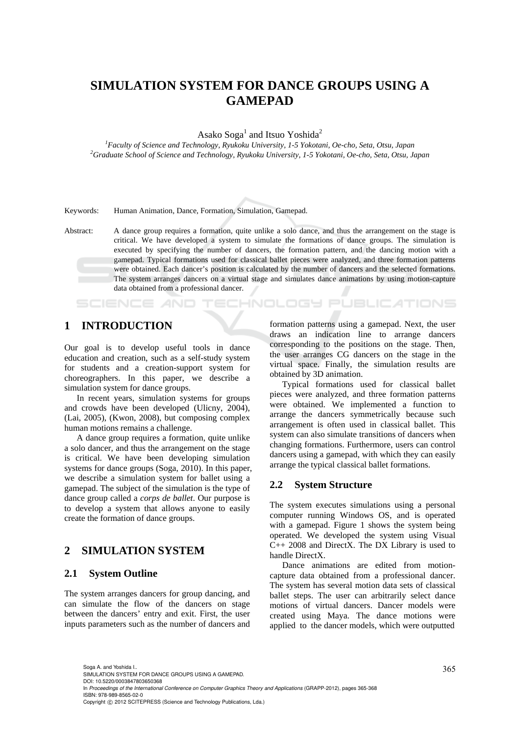# SIMULATION SYSTEM FOR DANCE GROUPS USING A GAMEPAD

Asako Soga[1] and Itsuo Yoshida[2]

[1]*Faculty of Science and Technology, Ryukoku University, 1-5 Yokotani, Oe-cho, Seta, Otsu, Japan*
[2]*Graduate School of Science and Technology, Ryukoku University, 1-5 Yokotani, Oe-cho, Seta, Otsu, Japan*

Keywords: Human Animation, Dance, Formation, Simulation, Gamepad.

Abstract: A dance group requires a formation, quite unlike a solo dance, and thus the arrangement on the stage is critical. We have developed a system to simulate the formations of dance groups. The simulation is executed by specifying the number of dancers, the formation pattern, and the dancing motion with a gamepad. Typical formations used for classical ballet pieces were analyzed, and three formation patterns were obtained. Each dancer's position is calculated by the number of dancers and the selected formations. The system arranges dancers on a virtual stage and simulates dance animations by using motion-capture data obtained from a professional dancer.

## 1 INTRODUCTION

Our goal is to develop useful tools in dance education and creation, such as a self-study system for students and a creation-support system for choreographers. In this paper, we describe a simulation system for dance groups.

In recent years, simulation systems for groups and crowds have been developed (Ulicny, 2004), (Lai, 2005), (Kwon, 2008), but composing complex human motions remains a challenge.

A dance group requires a formation, quite unlike a solo dancer, and thus the arrangement on the stage is critical. We have been developing simulation systems for dance groups (Soga, 2010). In this paper, we describe a simulation system for ballet using a gamepad. The subject of the simulation is the type of dance group called a *corps de ballet*. Our purpose is to develop a system that allows anyone to easily create the formation of dance groups.

## 2 SIMULATION SYSTEM

### 2.1 System Outline

The system arranges dancers for group dancing, and can simulate the flow of the dancers on stage between the dancers' entry and exit. First, the user inputs parameters such as the number of dancers and formation patterns using a gamepad. Next, the user draws an indication line to arrange dancers corresponding to the positions on the stage. Then, the user arranges CG dancers on the stage in the virtual space. Finally, the simulation results are obtained by 3D animation.

Typical formations used for classical ballet pieces were analyzed, and three formation patterns were obtained. We implemented a function to arrange the dancers symmetrically because such arrangement is often used in classical ballet. This system can also simulate transitions of dancers when changing formations. Furthermore, users can control dancers using a gamepad, with which they can easily arrange the typical classical ballet formations.

### 2.2 System Structure

The system executes simulations using a personal computer running Windows OS, and is operated with a gamepad. Figure 1 shows the system being operated. We developed the system using Visual C++ 2008 and DirectX. The DX Library is used to handle DirectX.

Dance animations are edited from motion-capture data obtained from a professional dancer. The system has several motion data sets of classical ballet steps. The user can arbitrarily select dance motions of virtual dancers. Dancer models were created using Maya. The dance motions were applied to the dancer models, which were outputted

Soga A. and Yoshida I..
SIMULATION SYSTEM FOR DANCE GROUPS USING A GAMEPAD.
DOI: 10.5220/0003847803650368
In *Proceedings of the International Conference on Computer Graphics Theory and Applications* (GRAPP-2012), pages 365-368
ISBN: 978-989-8565-02-0
Copyright © 2012 SCITEPRESS (Science and Technology Publications, Lda.)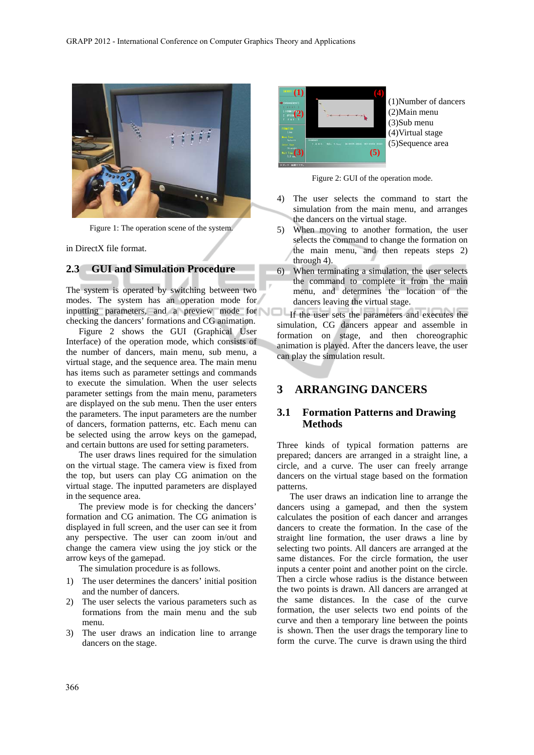Figure 1: The operation scene of the system.

in DirectX file format.

## 2.3 GUI and Simulation Procedure

The system is operated by switching between two modes. The system has an operation mode for inputting parameters, and a preview mode for checking the dancers' formations and CG animation.

Figure 2 shows the GUI (Graphical User Interface) of the operation mode, which consists of the number of dancers, main menu, sub menu, a virtual stage, and the sequence area. The main menu has items such as parameter settings and commands to execute the simulation. When the user selects parameter settings from the main menu, parameters are displayed on the sub menu. Then the user enters the parameters. The input parameters are the number of dancers, formation patterns, etc. Each menu can be selected using the arrow keys on the gamepad, and certain buttons are used for setting parameters.

The user draws lines required for the simulation on the virtual stage. The camera view is fixed from the top, but users can play CG animation on the virtual stage. The inputted parameters are displayed in the sequence area.

The preview mode is for checking the dancers' formation and CG animation. The CG animation is displayed in full screen, and the user can see it from any perspective. The user can zoom in/out and change the camera view using the joy stick or the arrow keys of the gamepad.

The simulation procedure is as follows.

1) The user determines the dancers' initial position and the number of dancers.
2) The user selects the various parameters such as formations from the main menu and the sub menu.
3) The user draws an indication line to arrange dancers on the stage.

(1)Number of dancers
(2)Main menu
(3)Sub menu
(4)Virtual stage
(5)Sequence area

Figure 2: GUI of the operation mode.

4) The user selects the command to start the simulation from the main menu, and arranges the dancers on the virtual stage.
5) When moving to another formation, the user selects the command to change the formation on the main menu, and then repeats steps 2) through 4).
6) When terminating a simulation, the user selects the command to complete it from the main menu, and determines the location of the dancers leaving the virtual stage.

If the user sets the parameters and executes the simulation, CG dancers appear and assemble in formation on stage, and then choreographic animation is played. After the dancers leave, the user can play the simulation result.

# 3 ARRANGING DANCERS

## 3.1 Formation Patterns and Drawing Methods

Three kinds of typical formation patterns are prepared; dancers are arranged in a straight line, a circle, and a curve. The user can freely arrange dancers on the virtual stage based on the formation patterns.

The user draws an indication line to arrange the dancers using a gamepad, and then the system calculates the position of each dancer and arranges dancers to create the formation. In the case of the straight line formation, the user draws a line by selecting two points. All dancers are arranged at the same distances. For the circle formation, the user inputs a center point and another point on the circle. Then a circle whose radius is the distance between the two points is drawn. All dancers are arranged at the same distances. In the case of the curve formation, the user selects two end points of the curve and then a temporary line between the points is shown. Then the user drags the temporary line to form the curve. The curve is drawn using the third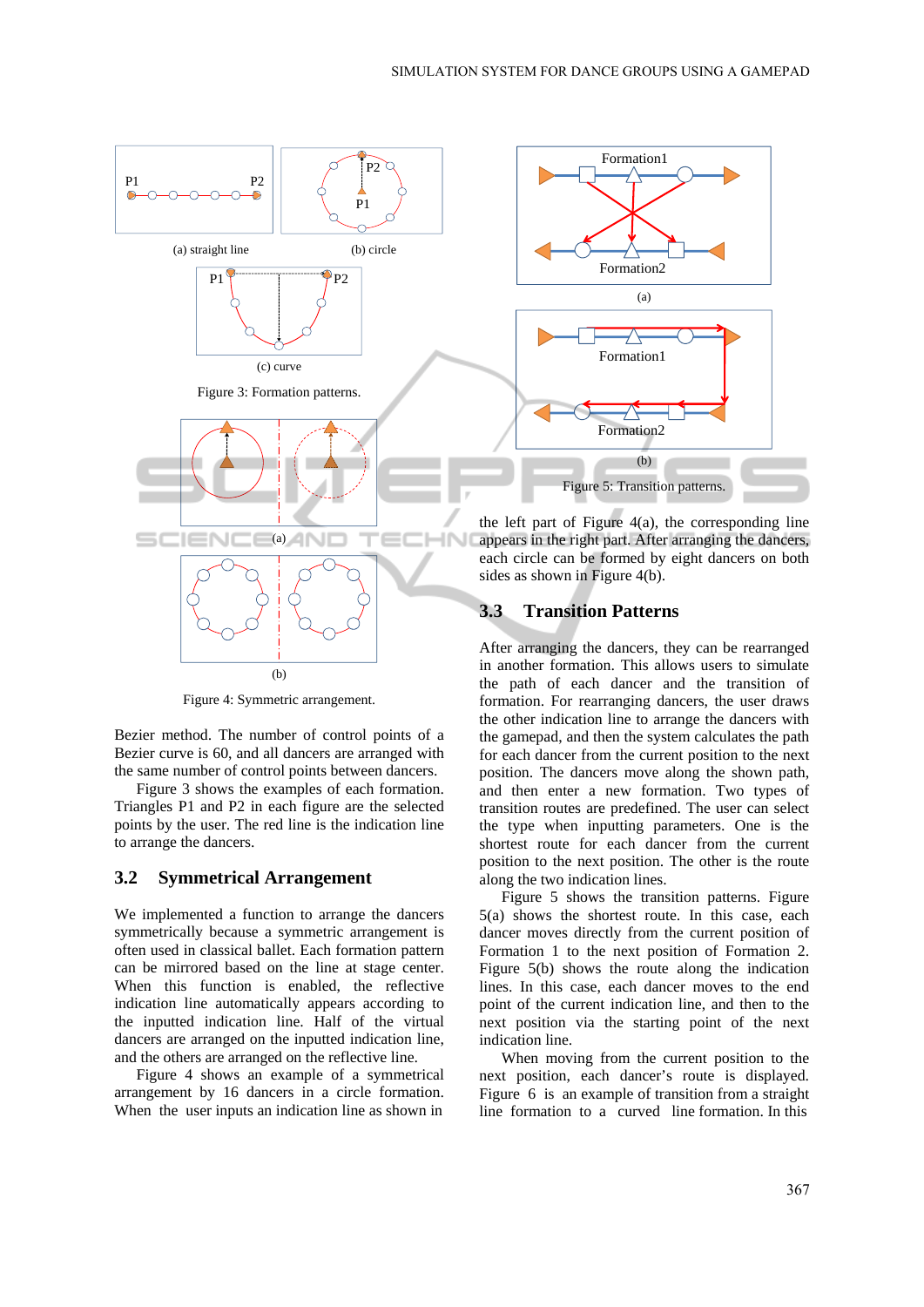(a) straight line

(b) circle

(c) curve

Figure 3: Formation patterns.

(a)

(b)

Figure 4: Symmetric arrangement.

Bezier method. The number of control points of a Bezier curve is 60, and all dancers are arranged with the same number of control points between dancers.

Figure 3 shows the examples of each formation. Triangles P1 and P2 in each figure are the selected points by the user. The red line is the indication line to arrange the dancers.

## 3.2 Symmetrical Arrangement

We implemented a function to arrange the dancers symmetrically because a symmetric arrangement is often used in classical ballet. Each formation pattern can be mirrored based on the line at stage center. When this function is enabled, the reflective indication line automatically appears according to the inputted indication line. Half of the virtual dancers are arranged on the inputted indication line, and the others are arranged on the reflective line.

Figure 4 shows an example of a symmetrical arrangement by 16 dancers in a circle formation. When the user inputs an indication line as shown in the left part of Figure 4(a), the corresponding line appears in the right part. After arranging the dancers, each circle can be formed by eight dancers on both sides as shown in Figure 4(b).

(a)

(b)

Figure 5: Transition patterns.

## 3.3 Transition Patterns

After arranging the dancers, they can be rearranged in another formation. This allows users to simulate the path of each dancer and the transition of formation. For rearranging dancers, the user draws the other indication line to arrange the dancers with the gamepad, and then the system calculates the path for each dancer from the current position to the next position. The dancers move along the shown path, and then enter a new formation. Two types of transition routes are predefined. The user can select the type when inputting parameters. One is the shortest route for each dancer from the current position to the next position. The other is the route along the two indication lines.

Figure 5 shows the transition patterns. Figure 5(a) shows the shortest route. In this case, each dancer moves directly from the current position of Formation 1 to the next position of Formation 2. Figure 5(b) shows the route along the indication lines. In this case, each dancer moves to the end point of the current indication line, and then to the next position via the starting point of the next indication line.

When moving from the current position to the next position, each dancer's route is displayed. Figure 6 is an example of transition from a straight line formation to a curved line formation. In this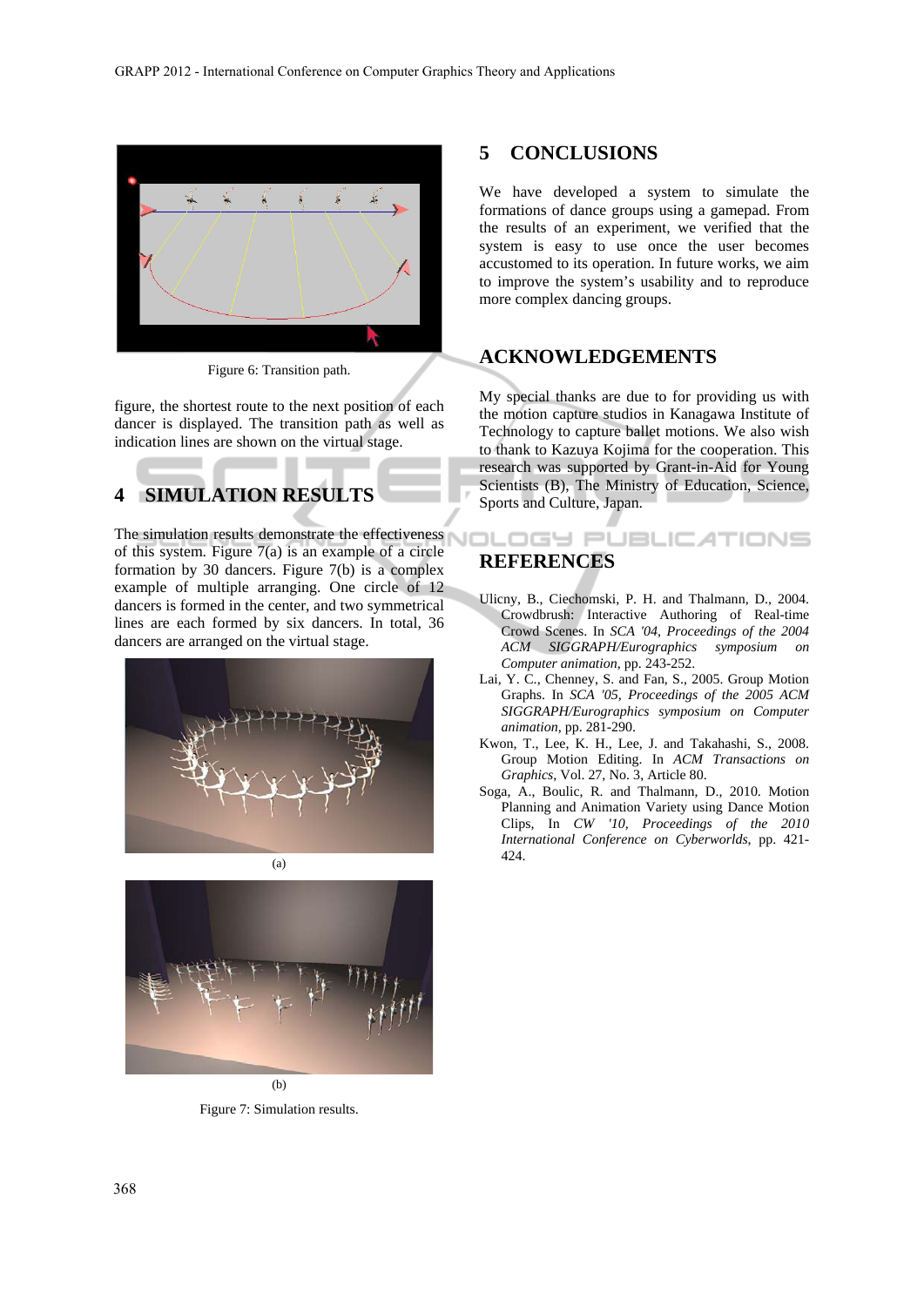Figure 6: Transition path.

figure, the shortest route to the next position of each dancer is displayed. The transition path as well as indication lines are shown on the virtual stage.

## 4 SIMULATION RESULTS

The simulation results demonstrate the effectiveness of this system. Figure 7(a) is an example of a circle formation by 30 dancers. Figure 7(b) is a complex example of multiple arranging. One circle of 12 dancers is formed in the center, and two symmetrical lines are each formed by six dancers. In total, 36 dancers are arranged on the virtual stage.

(a)

(b)

Figure 7: Simulation results.

## 5 CONCLUSIONS

We have developed a system to simulate the formations of dance groups using a gamepad. From the results of an experiment, we verified that the system is easy to use once the user becomes accustomed to its operation. In future works, we aim to improve the system's usability and to reproduce more complex dancing groups.

## ACKNOWLEDGEMENTS

My special thanks are due to for providing us with the motion capture studios in Kanagawa Institute of Technology to capture ballet motions. We also wish to thank to Kazuya Kojima for the cooperation. This research was supported by Grant-in-Aid for Young Scientists (B), The Ministry of Education, Science, Sports and Culture, Japan.

## REFERENCES

Ulicny, B., Ciechomski, P. H. and Thalmann, D., 2004. Crowdbrush: Interactive Authoring of Real-time Crowd Scenes. In *SCA '04, Proceedings of the 2004 ACM SIGGRAPH/Eurographics symposium on Computer animation*, pp. 243-252.

Lai, Y. C., Chenney, S. and Fan, S., 2005. Group Motion Graphs. In *SCA '05, Proceedings of the 2005 ACM SIGGRAPH/Eurographics symposium on Computer animation*, pp. 281-290.

Kwon, T., Lee, K. H., Lee, J. and Takahashi, S., 2008. Group Motion Editing. In *ACM Transactions on Graphics*, Vol. 27, No. 3, Article 80.

Soga, A., Boulic, R. and Thalmann, D., 2010. Motion Planning and Animation Variety using Dance Motion Clips, In *CW '10, Proceedings of the 2010 International Conference on Cyberworlds*, pp. 421-424.